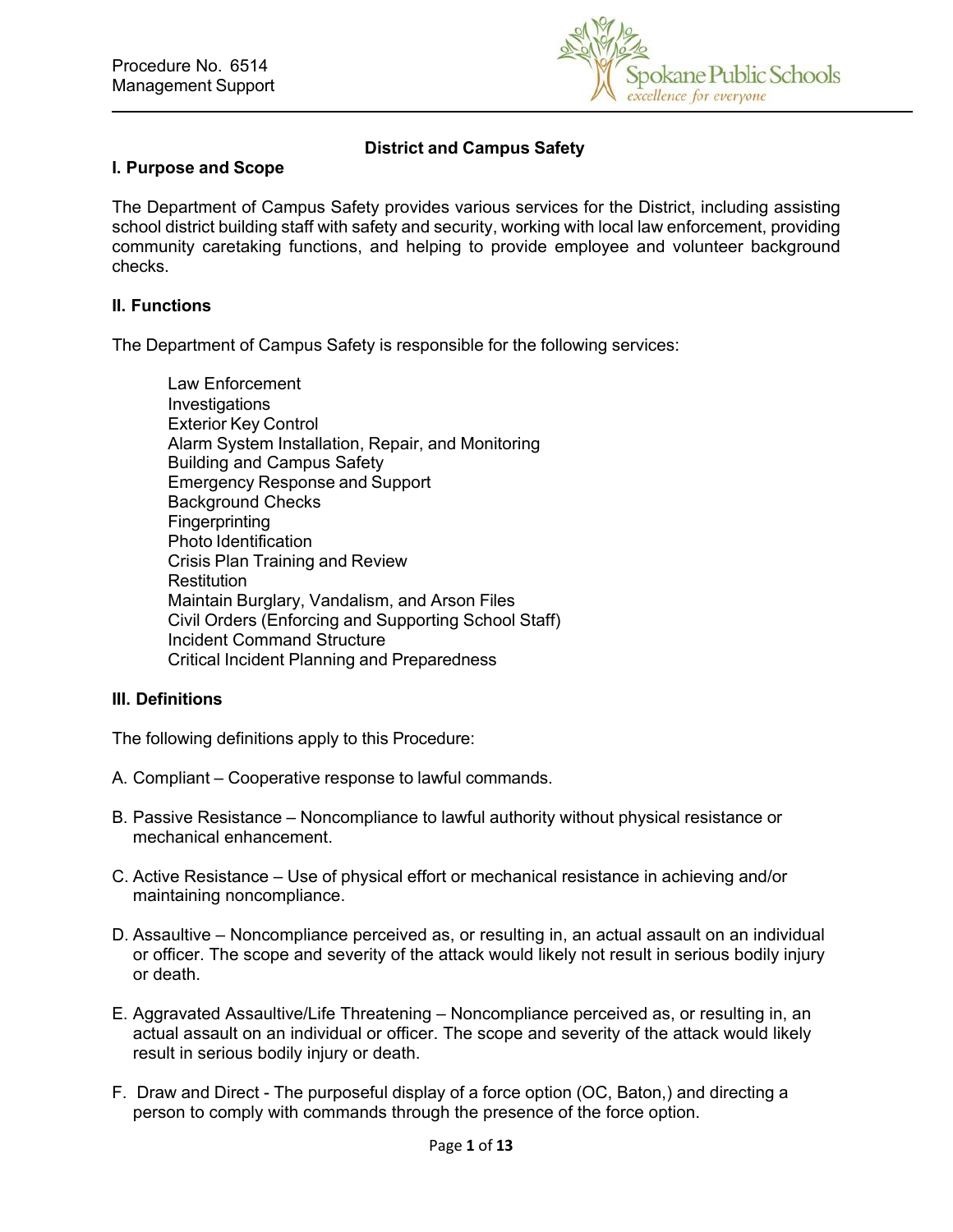Procedure No. 6514
Management Support

# District and Campus Safety

## I. Purpose and Scope

The Department of Campus Safety provides various services for the District, including assisting school district building staff with safety and security, working with local law enforcement, providing community caretaking functions, and helping to provide employee and volunteer background checks.

## II. Functions

The Department of Campus Safety is responsible for the following services:

- Law Enforcement
- Investigations
- Exterior Key Control
- Alarm System Installation, Repair, and Monitoring
- Building and Campus Safety
- Emergency Response and Support
- Background Checks
- Fingerprinting
- Photo Identification
- Crisis Plan Training and Review
- Restitution
- Maintain Burglary, Vandalism, and Arson Files
- Civil Orders (Enforcing and Supporting School Staff)
- Incident Command Structure
- Critical Incident Planning and Preparedness

## III. Definitions

The following definitions apply to this Procedure:

A. Compliant – Cooperative response to lawful commands.

B. Passive Resistance – Noncompliance to lawful authority without physical resistance or mechanical enhancement.

C. Active Resistance – Use of physical effort or mechanical resistance in achieving and/or maintaining noncompliance.

D. Assaultive – Noncompliance perceived as, or resulting in, an actual assault on an individual or officer. The scope and severity of the attack would likely not result in serious bodily injury or death.

E. Aggravated Assaultive/Life Threatening – Noncompliance perceived as, or resulting in, an actual assault on an individual or officer. The scope and severity of the attack would likely result in serious bodily injury or death.

F. Draw and Direct - The purposeful display of a force option (OC, Baton,) and directing a person to comply with commands through the presence of the force option.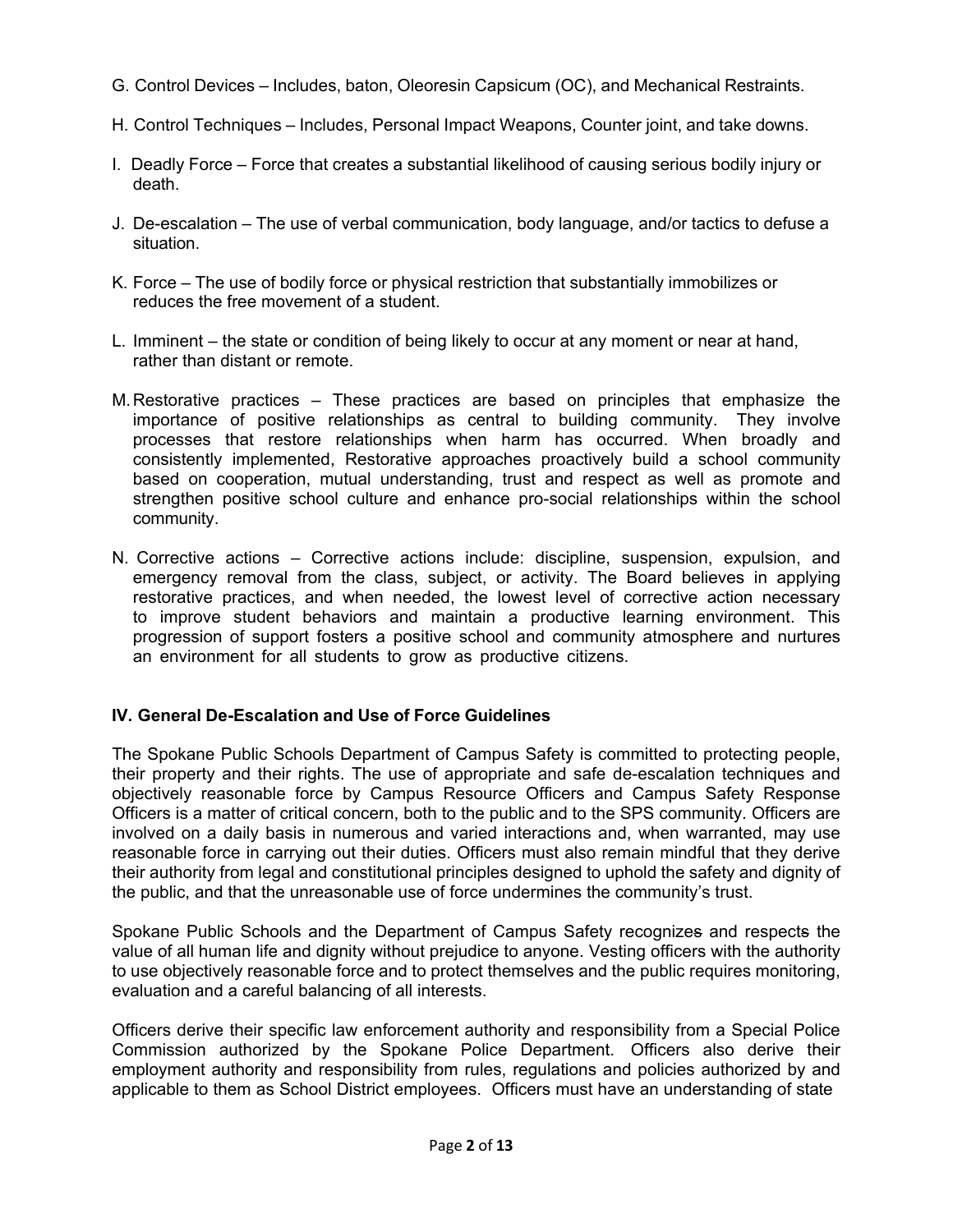G. Control Devices – Includes, baton, Oleoresin Capsicum (OC), and Mechanical Restraints.

H. Control Techniques – Includes, Personal Impact Weapons, Counter joint, and take downs.

I. Deadly Force – Force that creates a substantial likelihood of causing serious bodily injury or death.

J. De-escalation – The use of verbal communication, body language, and/or tactics to defuse a situation.

K. Force – The use of bodily force or physical restriction that substantially immobilizes or reduces the free movement of a student.

L. Imminent – the state or condition of being likely to occur at any moment or near at hand, rather than distant or remote.

M. Restorative practices – These practices are based on principles that emphasize the importance of positive relationships as central to building community. They involve processes that restore relationships when harm has occurred. When broadly and consistently implemented, Restorative approaches proactively build a school community based on cooperation, mutual understanding, trust and respect as well as promote and strengthen positive school culture and enhance pro-social relationships within the school community.

N. Corrective actions – Corrective actions include: discipline, suspension, expulsion, and emergency removal from the class, subject, or activity. The Board believes in applying restorative practices, and when needed, the lowest level of corrective action necessary to improve student behaviors and maintain a productive learning environment. This progression of support fosters a positive school and community atmosphere and nurtures an environment for all students to grow as productive citizens.

## IV. General De-Escalation and Use of Force Guidelines

The Spokane Public Schools Department of Campus Safety is committed to protecting people, their property and their rights. The use of appropriate and safe de-escalation techniques and objectively reasonable force by Campus Resource Officers and Campus Safety Response Officers is a matter of critical concern, both to the public and to the SPS community. Officers are involved on a daily basis in numerous and varied interactions and, when warranted, may use reasonable force in carrying out their duties. Officers must also remain mindful that they derive their authority from legal and constitutional principles designed to uphold the safety and dignity of the public, and that the unreasonable use of force undermines the community's trust.

Spokane Public Schools and the Department of Campus Safety recognizes and respects the value of all human life and dignity without prejudice to anyone. Vesting officers with the authority to use objectively reasonable force and to protect themselves and the public requires monitoring, evaluation and a careful balancing of all interests.

Officers derive their specific law enforcement authority and responsibility from a Special Police Commission authorized by the Spokane Police Department. Officers also derive their employment authority and responsibility from rules, regulations and policies authorized by and applicable to them as School District employees. Officers must have an understanding of state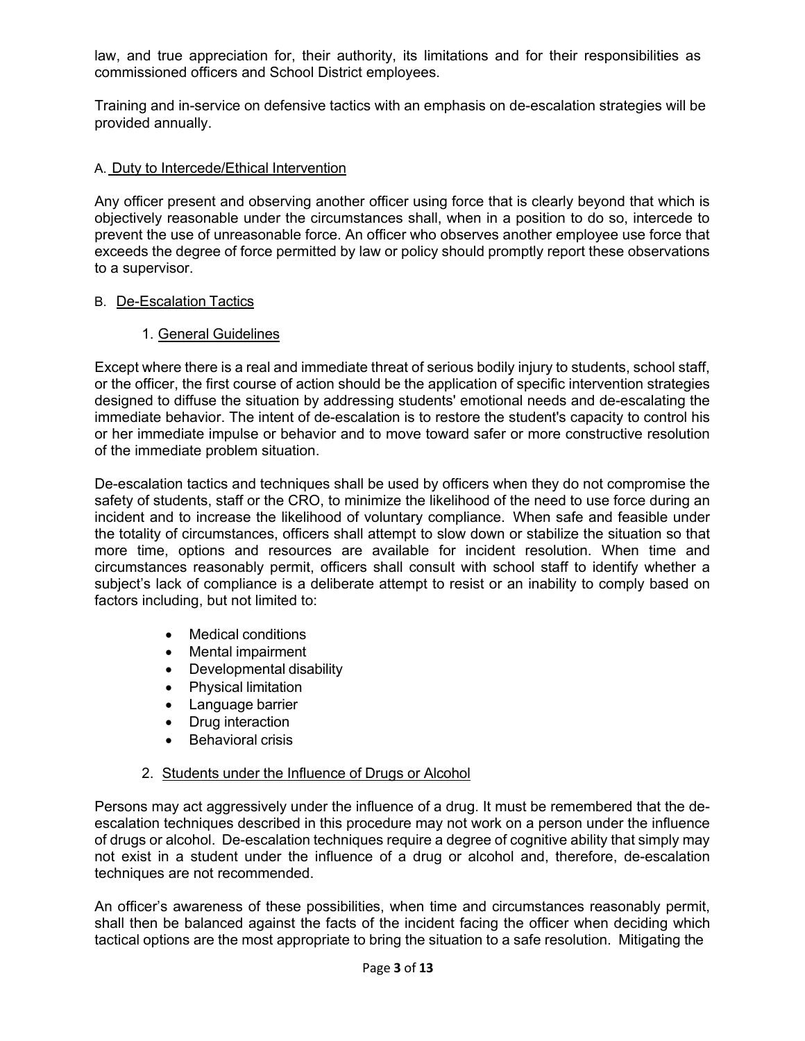law, and true appreciation for, their authority, its limitations and for their responsibilities as commissioned officers and School District employees.

Training and in-service on defensive tactics with an emphasis on de-escalation strategies will be provided annually.

### A. Duty to Intercede/Ethical Intervention

Any officer present and observing another officer using force that is clearly beyond that which is objectively reasonable under the circumstances shall, when in a position to do so, intercede to prevent the use of unreasonable force. An officer who observes another employee use force that exceeds the degree of force permitted by law or policy should promptly report these observations to a supervisor.

### B. De-Escalation Tactics

#### 1. General Guidelines

Except where there is a real and immediate threat of serious bodily injury to students, school staff, or the officer, the first course of action should be the application of specific intervention strategies designed to diffuse the situation by addressing students' emotional needs and de-escalating the immediate behavior. The intent of de-escalation is to restore the student's capacity to control his or her immediate impulse or behavior and to move toward safer or more constructive resolution of the immediate problem situation.

De-escalation tactics and techniques shall be used by officers when they do not compromise the safety of students, staff or the CRO, to minimize the likelihood of the need to use force during an incident and to increase the likelihood of voluntary compliance. When safe and feasible under the totality of circumstances, officers shall attempt to slow down or stabilize the situation so that more time, options and resources are available for incident resolution. When time and circumstances reasonably permit, officers shall consult with school staff to identify whether a subject's lack of compliance is a deliberate attempt to resist or an inability to comply based on factors including, but not limited to:

- Medical conditions
- Mental impairment
- Developmental disability
- Physical limitation
- Language barrier
- Drug interaction
- Behavioral crisis

#### 2. Students under the Influence of Drugs or Alcohol

Persons may act aggressively under the influence of a drug. It must be remembered that the de-escalation techniques described in this procedure may not work on a person under the influence of drugs or alcohol. De-escalation techniques require a degree of cognitive ability that simply may not exist in a student under the influence of a drug or alcohol and, therefore, de-escalation techniques are not recommended.

An officer's awareness of these possibilities, when time and circumstances reasonably permit, shall then be balanced against the facts of the incident facing the officer when deciding which tactical options are the most appropriate to bring the situation to a safe resolution. Mitigating the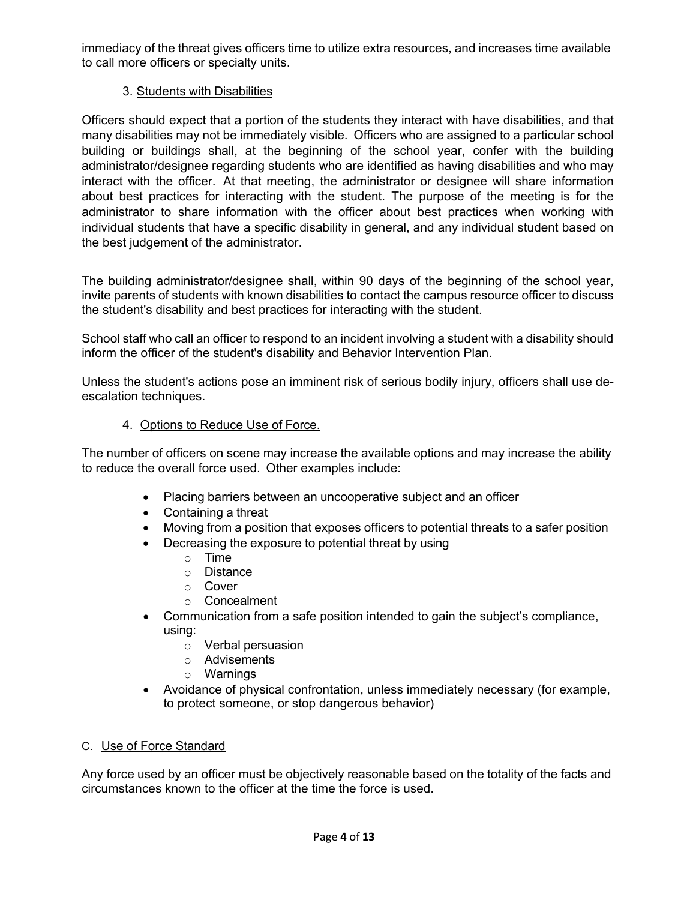immediacy of the threat gives officers time to utilize extra resources, and increases time available to call more officers or specialty units.

### 3. Students with Disabilities

Officers should expect that a portion of the students they interact with have disabilities, and that many disabilities may not be immediately visible. Officers who are assigned to a particular school building or buildings shall, at the beginning of the school year, confer with the building administrator/designee regarding students who are identified as having disabilities and who may interact with the officer. At that meeting, the administrator or designee will share information about best practices for interacting with the student. The purpose of the meeting is for the administrator to share information with the officer about best practices when working with individual students that have a specific disability in general, and any individual student based on the best judgement of the administrator.

The building administrator/designee shall, within 90 days of the beginning of the school year, invite parents of students with known disabilities to contact the campus resource officer to discuss the student's disability and best practices for interacting with the student.

School staff who call an officer to respond to an incident involving a student with a disability should inform the officer of the student's disability and Behavior Intervention Plan.

Unless the student's actions pose an imminent risk of serious bodily injury, officers shall use de-escalation techniques.

### 4. Options to Reduce Use of Force.

The number of officers on scene may increase the available options and may increase the ability to reduce the overall force used. Other examples include:

- Placing barriers between an uncooperative subject and an officer
- Containing a threat
- Moving from a position that exposes officers to potential threats to a safer position
- Decreasing the exposure to potential threat by using
  - Time
  - Distance
  - Cover
  - Concealment
- Communication from a safe position intended to gain the subject's compliance, using:
  - Verbal persuasion
  - Advisements
  - Warnings
- Avoidance of physical confrontation, unless immediately necessary (for example, to protect someone, or stop dangerous behavior)

## C. Use of Force Standard

Any force used by an officer must be objectively reasonable based on the totality of the facts and circumstances known to the officer at the time the force is used.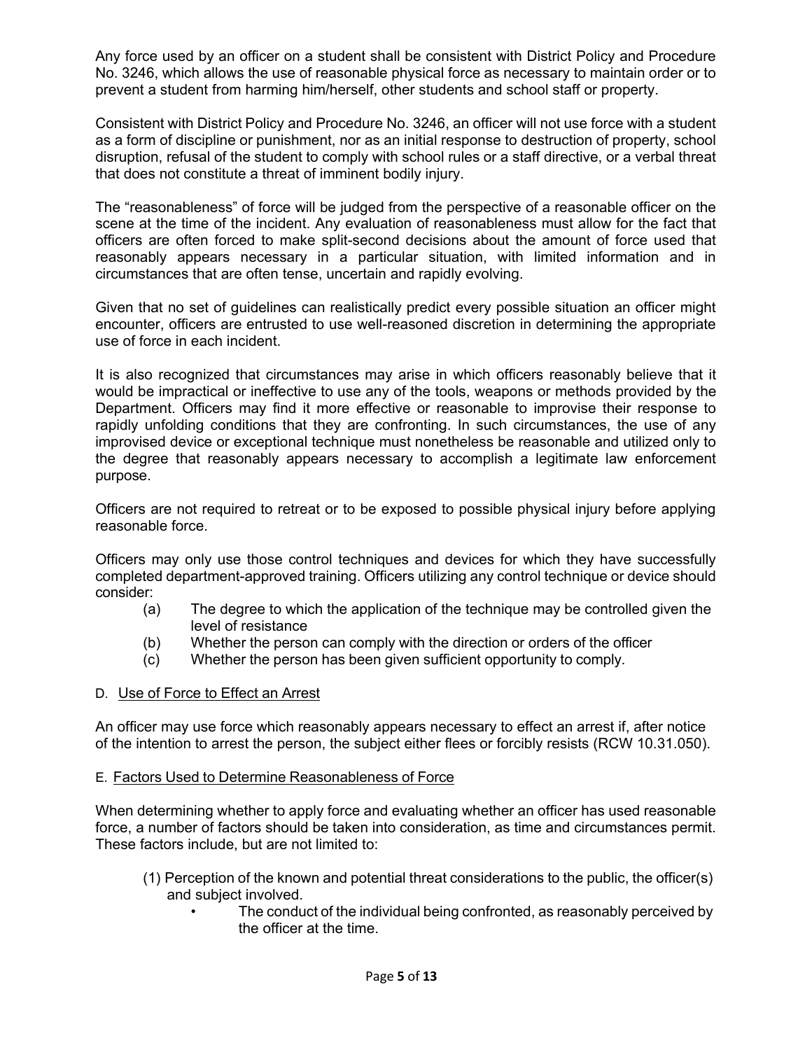Any force used by an officer on a student shall be consistent with District Policy and Procedure No. 3246, which allows the use of reasonable physical force as necessary to maintain order or to prevent a student from harming him/herself, other students and school staff or property.

Consistent with District Policy and Procedure No. 3246, an officer will not use force with a student as a form of discipline or punishment, nor as an initial response to destruction of property, school disruption, refusal of the student to comply with school rules or a staff directive, or a verbal threat that does not constitute a threat of imminent bodily injury.

The "reasonableness" of force will be judged from the perspective of a reasonable officer on the scene at the time of the incident. Any evaluation of reasonableness must allow for the fact that officers are often forced to make split-second decisions about the amount of force used that reasonably appears necessary in a particular situation, with limited information and in circumstances that are often tense, uncertain and rapidly evolving.

Given that no set of guidelines can realistically predict every possible situation an officer might encounter, officers are entrusted to use well-reasoned discretion in determining the appropriate use of force in each incident.

It is also recognized that circumstances may arise in which officers reasonably believe that it would be impractical or ineffective to use any of the tools, weapons or methods provided by the Department. Officers may find it more effective or reasonable to improvise their response to rapidly unfolding conditions that they are confronting. In such circumstances, the use of any improvised device or exceptional technique must nonetheless be reasonable and utilized only to the degree that reasonably appears necessary to accomplish a legitimate law enforcement purpose.

Officers are not required to retreat or to be exposed to possible physical injury before applying reasonable force.

Officers may only use those control techniques and devices for which they have successfully completed department-approved training. Officers utilizing any control technique or device should consider:

(a) The degree to which the application of the technique may be controlled given the level of resistance
(b) Whether the person can comply with the direction or orders of the officer
(c) Whether the person has been given sufficient opportunity to comply.

D. Use of Force to Effect an Arrest

An officer may use force which reasonably appears necessary to effect an arrest if, after notice of the intention to arrest the person, the subject either flees or forcibly resists (RCW 10.31.050).

E. Factors Used to Determine Reasonableness of Force

When determining whether to apply force and evaluating whether an officer has used reasonable force, a number of factors should be taken into consideration, as time and circumstances permit. These factors include, but are not limited to:

(1) Perception of the known and potential threat considerations to the public, the officer(s) and subject involved.
   - The conduct of the individual being confronted, as reasonably perceived by the officer at the time.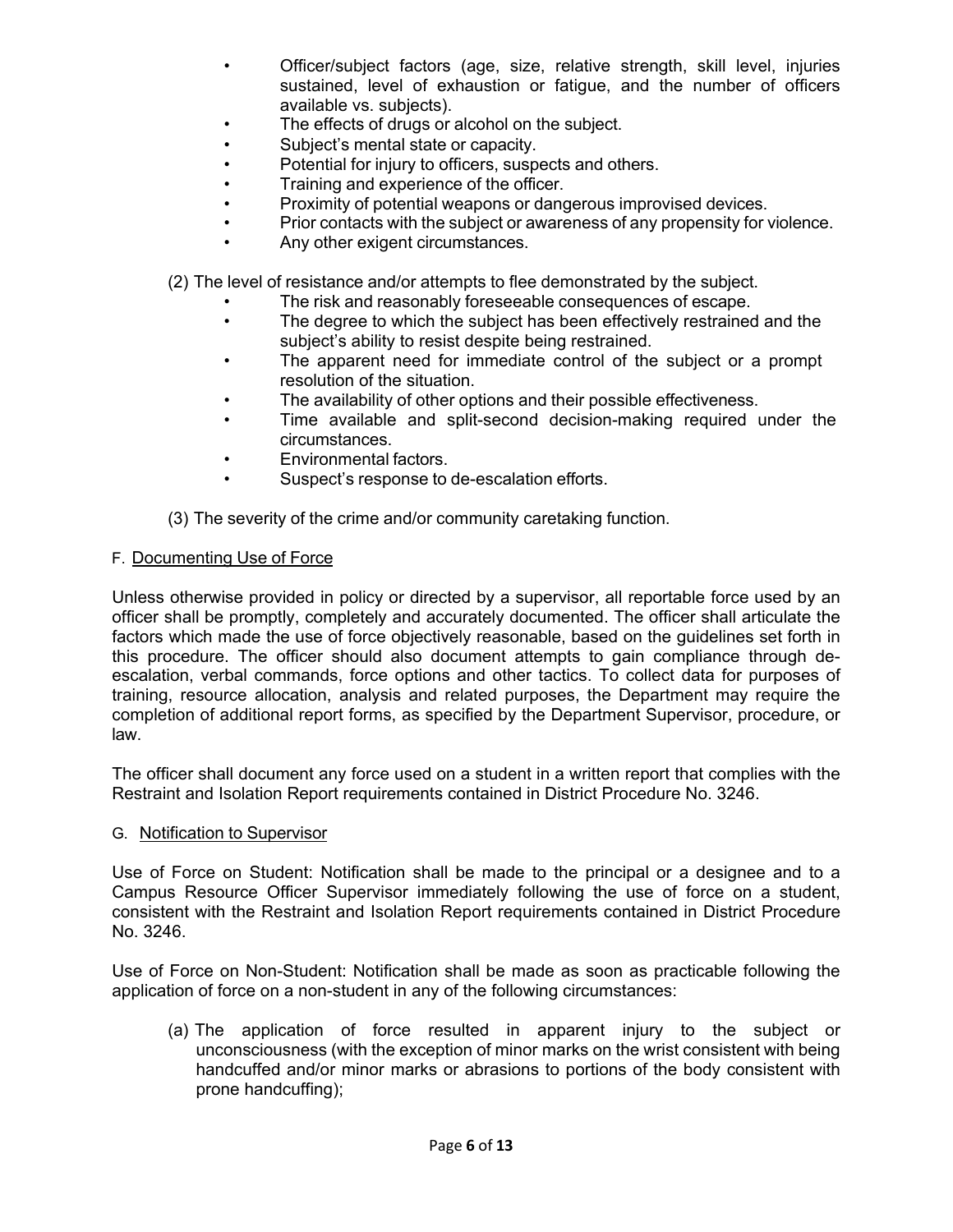- Officer/subject factors (age, size, relative strength, skill level, injuries sustained, level of exhaustion or fatigue, and the number of officers available vs. subjects).
- The effects of drugs or alcohol on the subject.
- Subject's mental state or capacity.
- Potential for injury to officers, suspects and others.
- Training and experience of the officer.
- Proximity of potential weapons or dangerous improvised devices.
- Prior contacts with the subject or awareness of any propensity for violence.
- Any other exigent circumstances.

(2) The level of resistance and/or attempts to flee demonstrated by the subject.

- The risk and reasonably foreseeable consequences of escape.
- The degree to which the subject has been effectively restrained and the subject's ability to resist despite being restrained.
- The apparent need for immediate control of the subject or a prompt resolution of the situation.
- The availability of other options and their possible effectiveness.
- Time available and split-second decision-making required under the circumstances.
- Environmental factors.
- Suspect's response to de-escalation efforts.

(3) The severity of the crime and/or community caretaking function.

F. Documenting Use of Force

Unless otherwise provided in policy or directed by a supervisor, all reportable force used by an officer shall be promptly, completely and accurately documented. The officer shall articulate the factors which made the use of force objectively reasonable, based on the guidelines set forth in this procedure. The officer should also document attempts to gain compliance through de-escalation, verbal commands, force options and other tactics. To collect data for purposes of training, resource allocation, analysis and related purposes, the Department may require the completion of additional report forms, as specified by the Department Supervisor, procedure, or law.

The officer shall document any force used on a student in a written report that complies with the Restraint and Isolation Report requirements contained in District Procedure No. 3246.

G. Notification to Supervisor

Use of Force on Student: Notification shall be made to the principal or a designee and to a Campus Resource Officer Supervisor immediately following the use of force on a student, consistent with the Restraint and Isolation Report requirements contained in District Procedure No. 3246.

Use of Force on Non-Student: Notification shall be made as soon as practicable following the application of force on a non-student in any of the following circumstances:

(a) The application of force resulted in apparent injury to the subject or unconsciousness (with the exception of minor marks on the wrist consistent with being handcuffed and/or minor marks or abrasions to portions of the body consistent with prone handcuffing);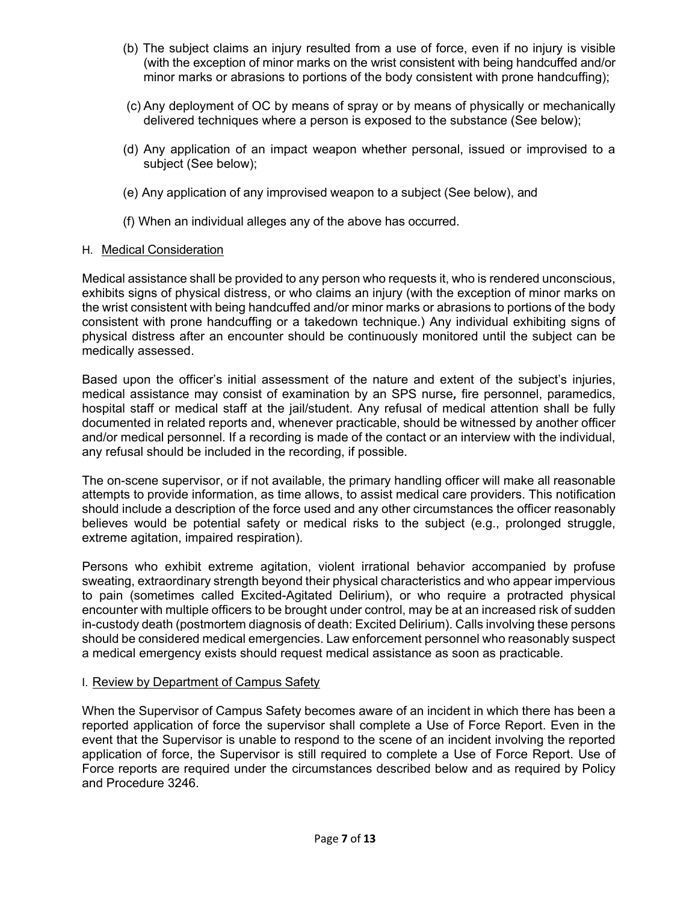(b) The subject claims an injury resulted from a use of force, even if no injury is visible (with the exception of minor marks on the wrist consistent with being handcuffed and/or minor marks or abrasions to portions of the body consistent with prone handcuffing);

(c) Any deployment of OC by means of spray or by means of physically or mechanically delivered techniques where a person is exposed to the substance (See below);

(d) Any application of an impact weapon whether personal, issued or improvised to a subject (See below);

(e) Any application of any improvised weapon to a subject (See below), and

(f) When an individual alleges any of the above has occurred.

H. Medical Consideration

Medical assistance shall be provided to any person who requests it, who is rendered unconscious, exhibits signs of physical distress, or who claims an injury (with the exception of minor marks on the wrist consistent with being handcuffed and/or minor marks or abrasions to portions of the body consistent with prone handcuffing or a takedown technique.) Any individual exhibiting signs of physical distress after an encounter should be continuously monitored until the subject can be medically assessed.

Based upon the officer's initial assessment of the nature and extent of the subject's injuries, medical assistance may consist of examination by an SPS nurse*,* fire personnel, paramedics, hospital staff or medical staff at the jail/student. Any refusal of medical attention shall be fully documented in related reports and, whenever practicable, should be witnessed by another officer and/or medical personnel. If a recording is made of the contact or an interview with the individual, any refusal should be included in the recording, if possible.

The on-scene supervisor, or if not available, the primary handling officer will make all reasonable attempts to provide information, as time allows, to assist medical care providers. This notification should include a description of the force used and any other circumstances the officer reasonably believes would be potential safety or medical risks to the subject (e.g., prolonged struggle, extreme agitation, impaired respiration).

Persons who exhibit extreme agitation, violent irrational behavior accompanied by profuse sweating, extraordinary strength beyond their physical characteristics and who appear impervious to pain (sometimes called Excited-Agitated Delirium), or who require a protracted physical encounter with multiple officers to be brought under control, may be at an increased risk of sudden in-custody death (postmortem diagnosis of death: Excited Delirium). Calls involving these persons should be considered medical emergencies. Law enforcement personnel who reasonably suspect a medical emergency exists should request medical assistance as soon as practicable.

I. Review by Department of Campus Safety

When the Supervisor of Campus Safety becomes aware of an incident in which there has been a reported application of force the supervisor shall complete a Use of Force Report. Even in the event that the Supervisor is unable to respond to the scene of an incident involving the reported application of force, the Supervisor is still required to complete a Use of Force Report. Use of Force reports are required under the circumstances described below and as required by Policy and Procedure 3246.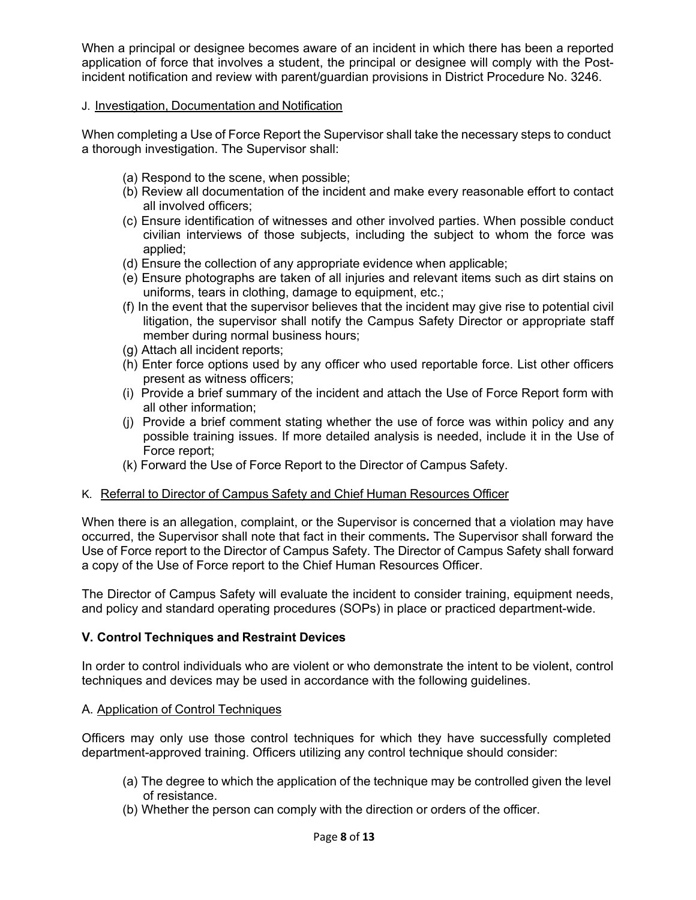When a principal or designee becomes aware of an incident in which there has been a reported application of force that involves a student, the principal or designee will comply with the Post-incident notification and review with parent/guardian provisions in District Procedure No. 3246.

J. Investigation, Documentation and Notification

When completing a Use of Force Report the Supervisor shall take the necessary steps to conduct a thorough investigation. The Supervisor shall:

(a) Respond to the scene, when possible;
(b) Review all documentation of the incident and make every reasonable effort to contact all involved officers;
(c) Ensure identification of witnesses and other involved parties. When possible conduct civilian interviews of those subjects, including the subject to whom the force was applied;
(d) Ensure the collection of any appropriate evidence when applicable;
(e) Ensure photographs are taken of all injuries and relevant items such as dirt stains on uniforms, tears in clothing, damage to equipment, etc.;
(f) In the event that the supervisor believes that the incident may give rise to potential civil litigation, the supervisor shall notify the Campus Safety Director or appropriate staff member during normal business hours;
(g) Attach all incident reports;
(h) Enter force options used by any officer who used reportable force. List other officers present as witness officers;
(i) Provide a brief summary of the incident and attach the Use of Force Report form with all other information;
(j) Provide a brief comment stating whether the use of force was within policy and any possible training issues. If more detailed analysis is needed, include it in the Use of Force report;
(k) Forward the Use of Force Report to the Director of Campus Safety.

K. Referral to Director of Campus Safety and Chief Human Resources Officer

When there is an allegation, complaint, or the Supervisor is concerned that a violation may have occurred, the Supervisor shall note that fact in their comments*.* The Supervisor shall forward the Use of Force report to the Director of Campus Safety. The Director of Campus Safety shall forward a copy of the Use of Force report to the Chief Human Resources Officer.

The Director of Campus Safety will evaluate the incident to consider training, equipment needs, and policy and standard operating procedures (SOPs) in place or practiced department-wide.

## V. Control Techniques and Restraint Devices

In order to control individuals who are violent or who demonstrate the intent to be violent, control techniques and devices may be used in accordance with the following guidelines.

A. Application of Control Techniques

Officers may only use those control techniques for which they have successfully completed department-approved training. Officers utilizing any control technique should consider:

(a) The degree to which the application of the technique may be controlled given the level of resistance.
(b) Whether the person can comply with the direction or orders of the officer.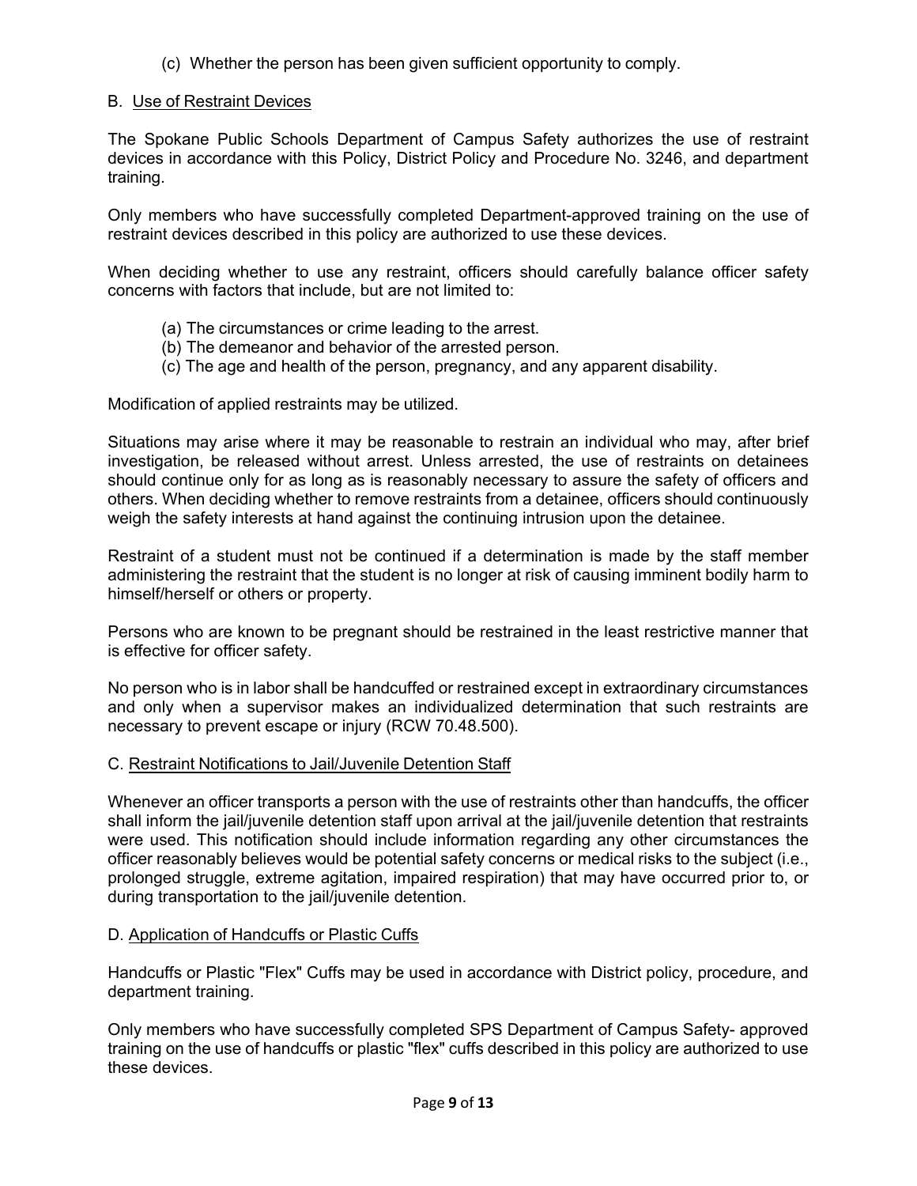(c) Whether the person has been given sufficient opportunity to comply.

B. Use of Restraint Devices

The Spokane Public Schools Department of Campus Safety authorizes the use of restraint devices in accordance with this Policy, District Policy and Procedure No. 3246, and department training.

Only members who have successfully completed Department-approved training on the use of restraint devices described in this policy are authorized to use these devices.

When deciding whether to use any restraint, officers should carefully balance officer safety concerns with factors that include, but are not limited to:

(a) The circumstances or crime leading to the arrest.
(b) The demeanor and behavior of the arrested person.
(c) The age and health of the person, pregnancy, and any apparent disability.

Modification of applied restraints may be utilized.

Situations may arise where it may be reasonable to restrain an individual who may, after brief investigation, be released without arrest. Unless arrested, the use of restraints on detainees should continue only for as long as is reasonably necessary to assure the safety of officers and others. When deciding whether to remove restraints from a detainee, officers should continuously weigh the safety interests at hand against the continuing intrusion upon the detainee.

Restraint of a student must not be continued if a determination is made by the staff member administering the restraint that the student is no longer at risk of causing imminent bodily harm to himself/herself or others or property.

Persons who are known to be pregnant should be restrained in the least restrictive manner that is effective for officer safety.

No person who is in labor shall be handcuffed or restrained except in extraordinary circumstances and only when a supervisor makes an individualized determination that such restraints are necessary to prevent escape or injury (RCW 70.48.500).

C. Restraint Notifications to Jail/Juvenile Detention Staff

Whenever an officer transports a person with the use of restraints other than handcuffs, the officer shall inform the jail/juvenile detention staff upon arrival at the jail/juvenile detention that restraints were used. This notification should include information regarding any other circumstances the officer reasonably believes would be potential safety concerns or medical risks to the subject (i.e., prolonged struggle, extreme agitation, impaired respiration) that may have occurred prior to, or during transportation to the jail/juvenile detention.

D. Application of Handcuffs or Plastic Cuffs

Handcuffs or Plastic "Flex" Cuffs may be used in accordance with District policy, procedure, and department training.

Only members who have successfully completed SPS Department of Campus Safety- approved training on the use of handcuffs or plastic "flex" cuffs described in this policy are authorized to use these devices.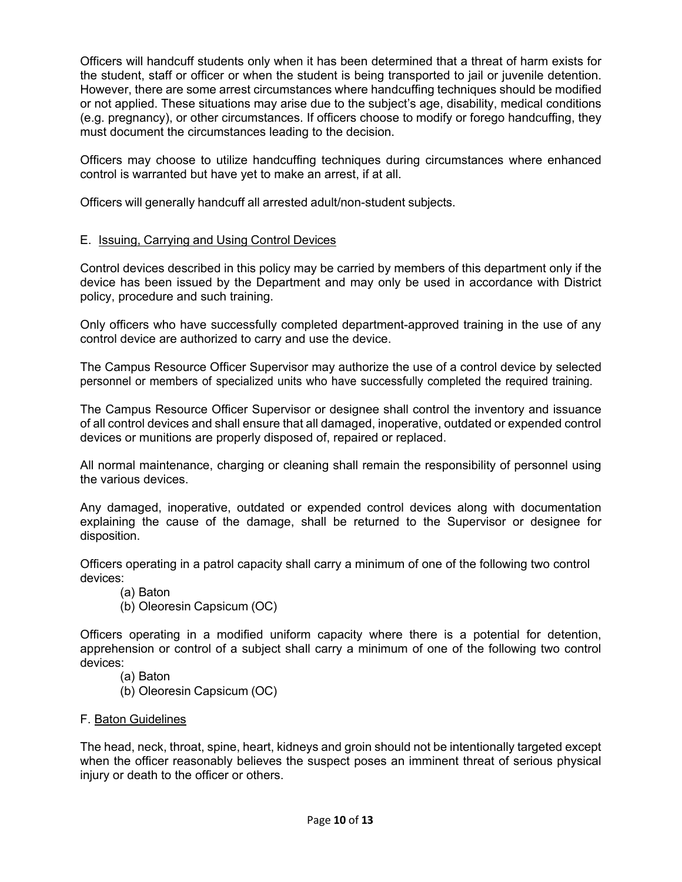Officers will handcuff students only when it has been determined that a threat of harm exists for the student, staff or officer or when the student is being transported to jail or juvenile detention. However, there are some arrest circumstances where handcuffing techniques should be modified or not applied. These situations may arise due to the subject's age, disability, medical conditions (e.g. pregnancy), or other circumstances. If officers choose to modify or forego handcuffing, they must document the circumstances leading to the decision.

Officers may choose to utilize handcuffing techniques during circumstances where enhanced control is warranted but have yet to make an arrest, if at all.

Officers will generally handcuff all arrested adult/non-student subjects.

## E. Issuing, Carrying and Using Control Devices

Control devices described in this policy may be carried by members of this department only if the device has been issued by the Department and may only be used in accordance with District policy, procedure and such training.

Only officers who have successfully completed department-approved training in the use of any control device are authorized to carry and use the device.

The Campus Resource Officer Supervisor may authorize the use of a control device by selected personnel or members of specialized units who have successfully completed the required training.

The Campus Resource Officer Supervisor or designee shall control the inventory and issuance of all control devices and shall ensure that all damaged, inoperative, outdated or expended control devices or munitions are properly disposed of, repaired or replaced.

All normal maintenance, charging or cleaning shall remain the responsibility of personnel using the various devices.

Any damaged, inoperative, outdated or expended control devices along with documentation explaining the cause of the damage, shall be returned to the Supervisor or designee for disposition.

Officers operating in a patrol capacity shall carry a minimum of one of the following two control devices:

(a) Baton
(b) Oleoresin Capsicum (OC)

Officers operating in a modified uniform capacity where there is a potential for detention, apprehension or control of a subject shall carry a minimum of one of the following two control devices:

(a) Baton
(b) Oleoresin Capsicum (OC)

## F. Baton Guidelines

The head, neck, throat, spine, heart, kidneys and groin should not be intentionally targeted except when the officer reasonably believes the suspect poses an imminent threat of serious physical injury or death to the officer or others.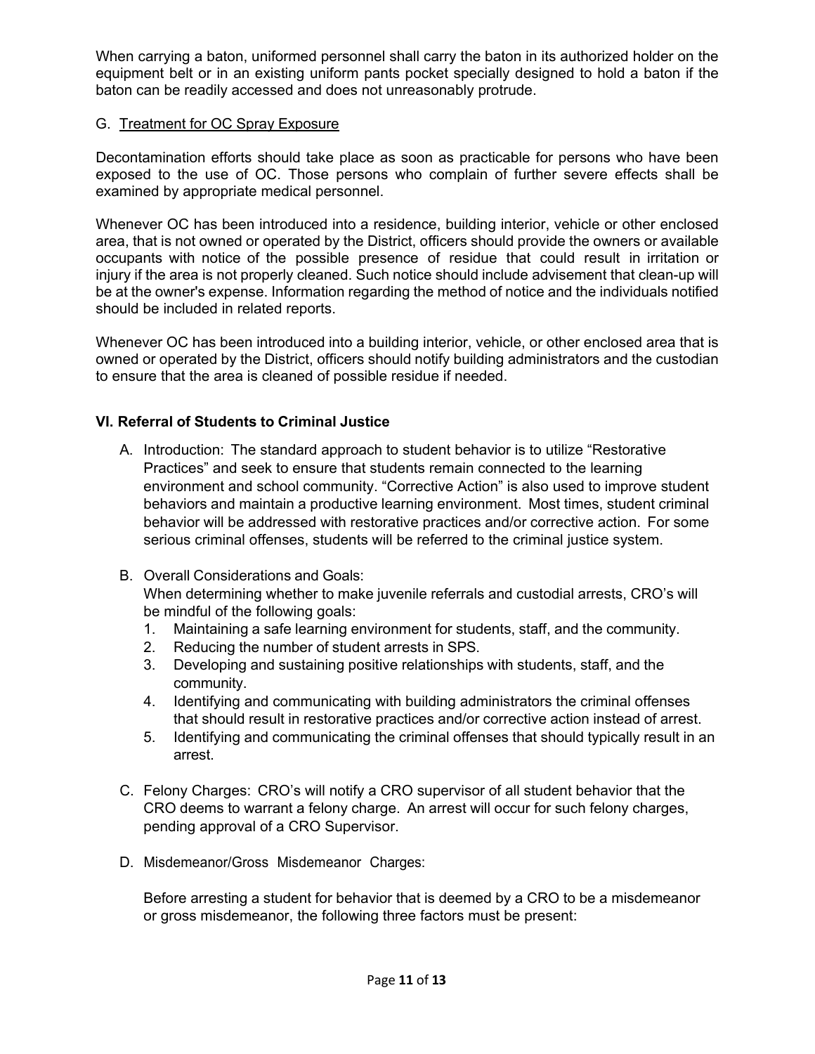When carrying a baton, uniformed personnel shall carry the baton in its authorized holder on the equipment belt or in an existing uniform pants pocket specially designed to hold a baton if the baton can be readily accessed and does not unreasonably protrude.

G. Treatment for OC Spray Exposure

Decontamination efforts should take place as soon as practicable for persons who have been exposed to the use of OC. Those persons who complain of further severe effects shall be examined by appropriate medical personnel.

Whenever OC has been introduced into a residence, building interior, vehicle or other enclosed area, that is not owned or operated by the District, officers should provide the owners or available occupants with notice of the possible presence of residue that could result in irritation or injury if the area is not properly cleaned. Such notice should include advisement that clean-up will be at the owner's expense. Information regarding the method of notice and the individuals notified should be included in related reports.

Whenever OC has been introduced into a building interior, vehicle, or other enclosed area that is owned or operated by the District, officers should notify building administrators and the custodian to ensure that the area is cleaned of possible residue if needed.

**VI. Referral of Students to Criminal Justice**

A. Introduction: The standard approach to student behavior is to utilize "Restorative Practices" and seek to ensure that students remain connected to the learning environment and school community. "Corrective Action" is also used to improve student behaviors and maintain a productive learning environment. Most times, student criminal behavior will be addressed with restorative practices and/or corrective action. For some serious criminal offenses, students will be referred to the criminal justice system.

B. Overall Considerations and Goals:
When determining whether to make juvenile referrals and custodial arrests, CRO's will be mindful of the following goals:
   1. Maintaining a safe learning environment for students, staff, and the community.
   2. Reducing the number of student arrests in SPS.
   3. Developing and sustaining positive relationships with students, staff, and the community.
   4. Identifying and communicating with building administrators the criminal offenses that should result in restorative practices and/or corrective action instead of arrest.
   5. Identifying and communicating the criminal offenses that should typically result in an arrest.

C. Felony Charges: CRO's will notify a CRO supervisor of all student behavior that the CRO deems to warrant a felony charge. An arrest will occur for such felony charges, pending approval of a CRO Supervisor.

D. Misdemeanor/Gross Misdemeanor Charges:

Before arresting a student for behavior that is deemed by a CRO to be a misdemeanor or gross misdemeanor, the following three factors must be present: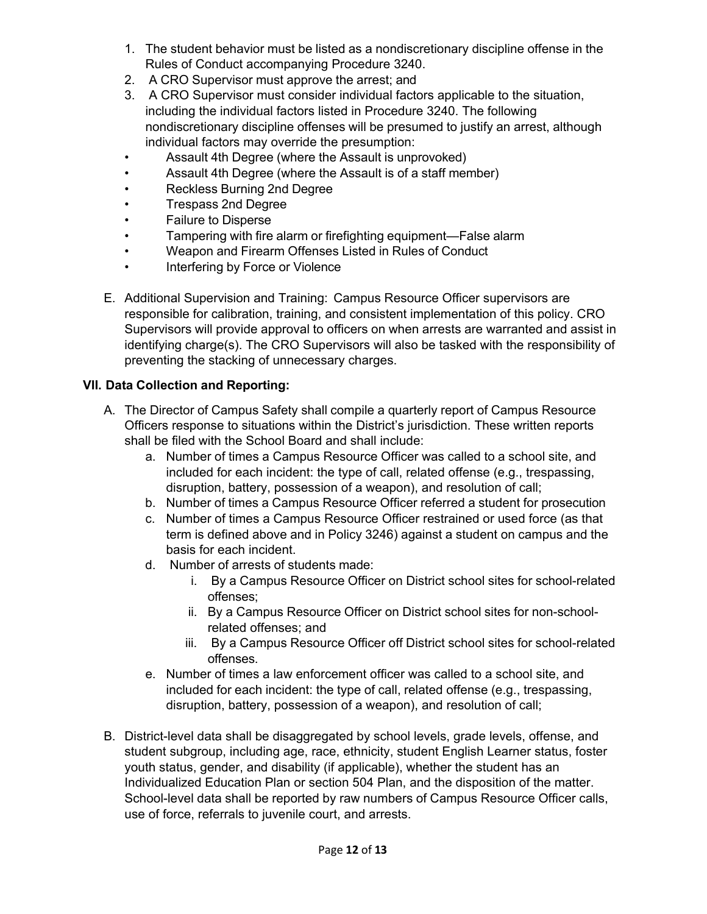1. The student behavior must be listed as a nondiscretionary discipline offense in the Rules of Conduct accompanying Procedure 3240.
2. A CRO Supervisor must approve the arrest; and
3. A CRO Supervisor must consider individual factors applicable to the situation, including the individual factors listed in Procedure 3240. The following nondiscretionary discipline offenses will be presumed to justify an arrest, although individual factors may override the presumption:

- Assault 4th Degree (where the Assault is unprovoked)
- Assault 4th Degree (where the Assault is of a staff member)
- Reckless Burning 2nd Degree
- Trespass 2nd Degree
- Failure to Disperse
- Tampering with fire alarm or firefighting equipment—False alarm
- Weapon and Firearm Offenses Listed in Rules of Conduct
- Interfering by Force or Violence

E. Additional Supervision and Training: Campus Resource Officer supervisors are responsible for calibration, training, and consistent implementation of this policy. CRO Supervisors will provide approval to officers on when arrests are warranted and assist in identifying charge(s). The CRO Supervisors will also be tasked with the responsibility of preventing the stacking of unnecessary charges.

**VII. Data Collection and Reporting:**

A. The Director of Campus Safety shall compile a quarterly report of Campus Resource Officers response to situations within the District's jurisdiction. These written reports shall be filed with the School Board and shall include:

   a. Number of times a Campus Resource Officer was called to a school site, and included for each incident: the type of call, related offense (e.g., trespassing, disruption, battery, possession of a weapon), and resolution of call;
   b. Number of times a Campus Resource Officer referred a student for prosecution
   c. Number of times a Campus Resource Officer restrained or used force (as that term is defined above and in Policy 3246) against a student on campus and the basis for each incident.
   d. Number of arrests of students made:
      i. By a Campus Resource Officer on District school sites for school-related offenses;
      ii. By a Campus Resource Officer on District school sites for non-school-related offenses; and
      iii. By a Campus Resource Officer off District school sites for school-related offenses.
   e. Number of times a law enforcement officer was called to a school site, and included for each incident: the type of call, related offense (e.g., trespassing, disruption, battery, possession of a weapon), and resolution of call;

B. District-level data shall be disaggregated by school levels, grade levels, offense, and student subgroup, including age, race, ethnicity, student English Learner status, foster youth status, gender, and disability (if applicable), whether the student has an Individualized Education Plan or section 504 Plan, and the disposition of the matter. School-level data shall be reported by raw numbers of Campus Resource Officer calls, use of force, referrals to juvenile court, and arrests.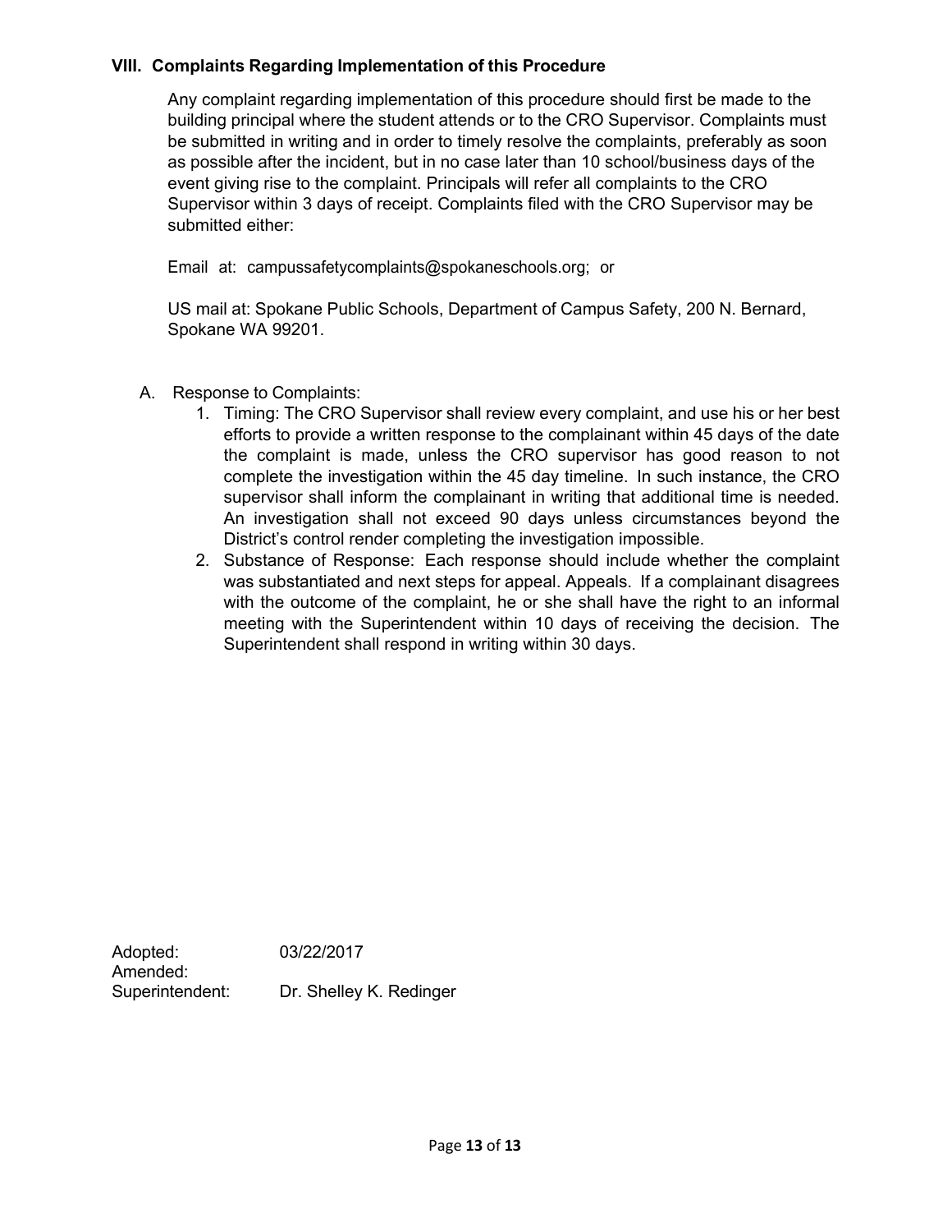## VIII. Complaints Regarding Implementation of this Procedure

Any complaint regarding implementation of this procedure should first be made to the building principal where the student attends or to the CRO Supervisor. Complaints must be submitted in writing and in order to timely resolve the complaints, preferably as soon as possible after the incident, but in no case later than 10 school/business days of the event giving rise to the complaint. Principals will refer all complaints to the CRO Supervisor within 3 days of receipt. Complaints filed with the CRO Supervisor may be submitted either:

Email at: campussafetycomplaints@spokaneschools.org; or

US mail at: Spokane Public Schools, Department of Campus Safety, 200 N. Bernard, Spokane WA 99201.

A. Response to Complaints:
   1. Timing: The CRO Supervisor shall review every complaint, and use his or her best efforts to provide a written response to the complainant within 45 days of the date the complaint is made, unless the CRO supervisor has good reason to not complete the investigation within the 45 day timeline. In such instance, the CRO supervisor shall inform the complainant in writing that additional time is needed. An investigation shall not exceed 90 days unless circumstances beyond the District's control render completing the investigation impossible.
   2. Substance of Response: Each response should include whether the complaint was substantiated and next steps for appeal. Appeals. If a complainant disagrees with the outcome of the complaint, he or she shall have the right to an informal meeting with the Superintendent within 10 days of receiving the decision. The Superintendent shall respond in writing within 30 days.

Adopted: 03/22/2017
Amended:
Superintendent: Dr. Shelley K. Redinger